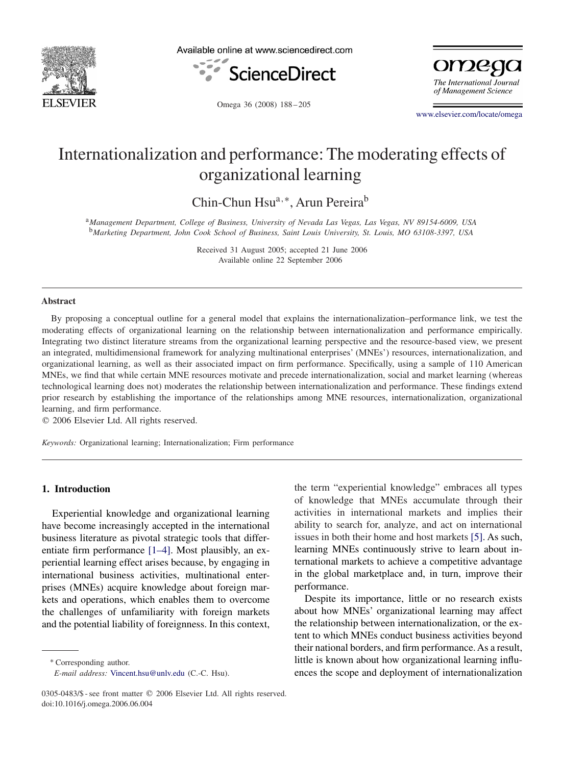# Internationalization and performance: The moderating effects of organizational learning

Chin-Chun Hsu[a,*], Arun Pereira[b]

[a] *Management Department, College of Business, University of Nevada Las Vegas, Las Vegas, NV 89154-6009, USA*
[b] *Marketing Department, John Cook School of Business, Saint Louis University, St. Louis, MO 63108-3397, USA*

Received 31 August 2005; accepted 21 June 2006
Available online 22 September 2006

## Abstract

By proposing a conceptual outline for a general model that explains the internationalization–performance link, we test the moderating effects of organizational learning on the relationship between internationalization and performance empirically. Integrating two distinct literature streams from the organizational learning perspective and the resource-based view, we present an integrated, multidimensional framework for analyzing multinational enterprises' (MNEs') resources, internationalization, and organizational learning, as well as their associated impact on firm performance. Specifically, using a sample of 110 American MNEs, we find that while certain MNE resources motivate and precede internationalization, social and market learning (whereas technological learning does not) moderates the relationship between internationalization and performance. These findings extend prior research by establishing the importance of the relationships among MNE resources, internationalization, organizational learning, and firm performance.

© 2006 Elsevier Ltd. All rights reserved.

*Keywords:* Organizational learning; Internationalization; Firm performance

## 1. Introduction

Experiential knowledge and organizational learning have become increasingly accepted in the international business literature as pivotal strategic tools that differentiate firm performance [1–4]. Most plausibly, an experiential learning effect arises because, by engaging in international business activities, multinational enterprises (MNEs) acquire knowledge about foreign markets and operations, which enables them to overcome the challenges of unfamiliarity with foreign markets and the potential liability of foreignness. In this context, the term "experiential knowledge" embraces all types of knowledge that MNEs accumulate through their activities in international markets and implies their ability to search for, analyze, and act on international issues in both their home and host markets [5]. As such, learning MNEs continuously strive to learn about international markets to achieve a competitive advantage in the global marketplace and, in turn, improve their performance.

Despite its importance, little or no research exists about how MNEs' organizational learning may affect the relationship between internationalization, or the extent to which MNEs conduct business activities beyond their national borders, and firm performance. As a result, little is known about how organizational learning influences the scope and deployment of internationalization

\* Corresponding author.
*E-mail address:* Vincent.hsu@unlv.edu (C.-C. Hsu).

0305-0483/$ - see front matter © 2006 Elsevier Ltd. All rights reserved.
doi:10.1016/j.omega.2006.06.004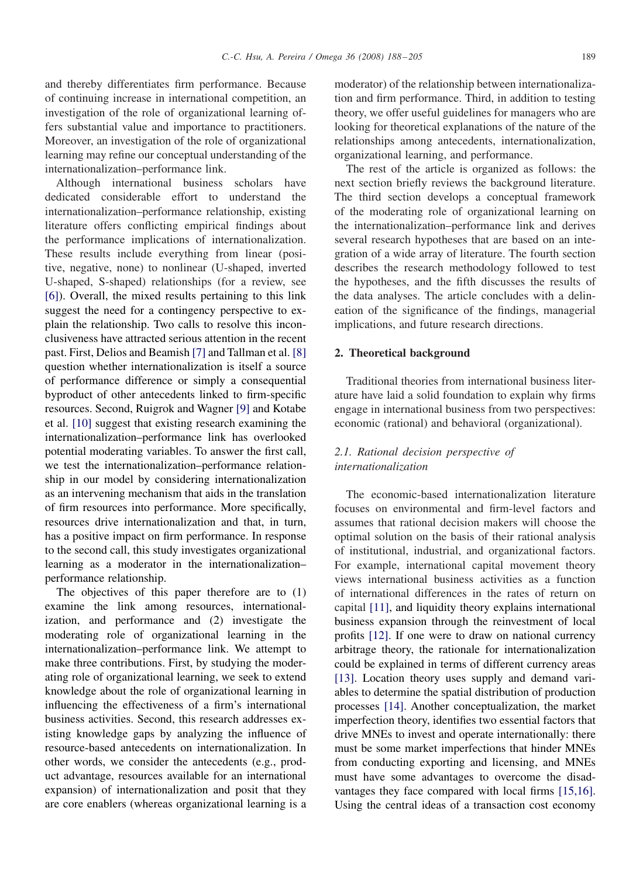and thereby differentiates firm performance. Because of continuing increase in international competition, an investigation of the role of organizational learning offers substantial value and importance to practitioners. Moreover, an investigation of the role of organizational learning may refine our conceptual understanding of the internationalization–performance link.

Although international business scholars have dedicated considerable effort to understand the internationalization–performance relationship, existing literature offers conflicting empirical findings about the performance implications of internationalization. These results include everything from linear (positive, negative, none) to nonlinear (U-shaped, inverted U-shaped, S-shaped) relationships (for a review, see [6]). Overall, the mixed results pertaining to this link suggest the need for a contingency perspective to explain the relationship. Two calls to resolve this inconclusiveness have attracted serious attention in the recent past. First, Delios and Beamish [7] and Tallman et al. [8] question whether internationalization is itself a source of performance difference or simply a consequential byproduct of other antecedents linked to firm-specific resources. Second, Ruigrok and Wagner [9] and Kotabe et al. [10] suggest that existing research examining the internationalization–performance link has overlooked potential moderating variables. To answer the first call, we test the internationalization–performance relationship in our model by considering internationalization as an intervening mechanism that aids in the translation of firm resources into performance. More specifically, resources drive internationalization and that, in turn, has a positive impact on firm performance. In response to the second call, this study investigates organizational learning as a moderator in the internationalization–performance relationship.

The objectives of this paper therefore are to (1) examine the link among resources, internationalization, and performance and (2) investigate the moderating role of organizational learning in the internationalization–performance link. We attempt to make three contributions. First, by studying the moderating role of organizational learning, we seek to extend knowledge about the role of organizational learning in influencing the effectiveness of a firm's international business activities. Second, this research addresses existing knowledge gaps by analyzing the influence of resource-based antecedents on internationalization. In other words, we consider the antecedents (e.g., product advantage, resources available for an international expansion) of internationalization and posit that they are core enablers (whereas organizational learning is a moderator) of the relationship between internationalization and firm performance. Third, in addition to testing theory, we offer useful guidelines for managers who are looking for theoretical explanations of the nature of the relationships among antecedents, internationalization, organizational learning, and performance.

The rest of the article is organized as follows: the next section briefly reviews the background literature. The third section develops a conceptual framework of the moderating role of organizational learning on the internationalization–performance link and derives several research hypotheses that are based on an integration of a wide array of literature. The fourth section describes the research methodology followed to test the hypotheses, and the fifth discusses the results of the data analyses. The article concludes with a delineation of the significance of the findings, managerial implications, and future research directions.

## 2. Theoretical background

Traditional theories from international business literature have laid a solid foundation to explain why firms engage in international business from two perspectives: economic (rational) and behavioral (organizational).

### 2.1. Rational decision perspective of internationalization

The economic-based internationalization literature focuses on environmental and firm-level factors and assumes that rational decision makers will choose the optimal solution on the basis of their rational analysis of institutional, industrial, and organizational factors. For example, international capital movement theory views international business activities as a function of international differences in the rates of return on capital [11], and liquidity theory explains international business expansion through the reinvestment of local profits [12]. If one were to draw on national currency arbitrage theory, the rationale for internationalization could be explained in terms of different currency areas [13]. Location theory uses supply and demand variables to determine the spatial distribution of production processes [14]. Another conceptualization, the market imperfection theory, identifies two essential factors that drive MNEs to invest and operate internationally: there must be some market imperfections that hinder MNEs from conducting exporting and licensing, and MNEs must have some advantages to overcome the disadvantages they face compared with local firms [15,16]. Using the central ideas of a transaction cost economy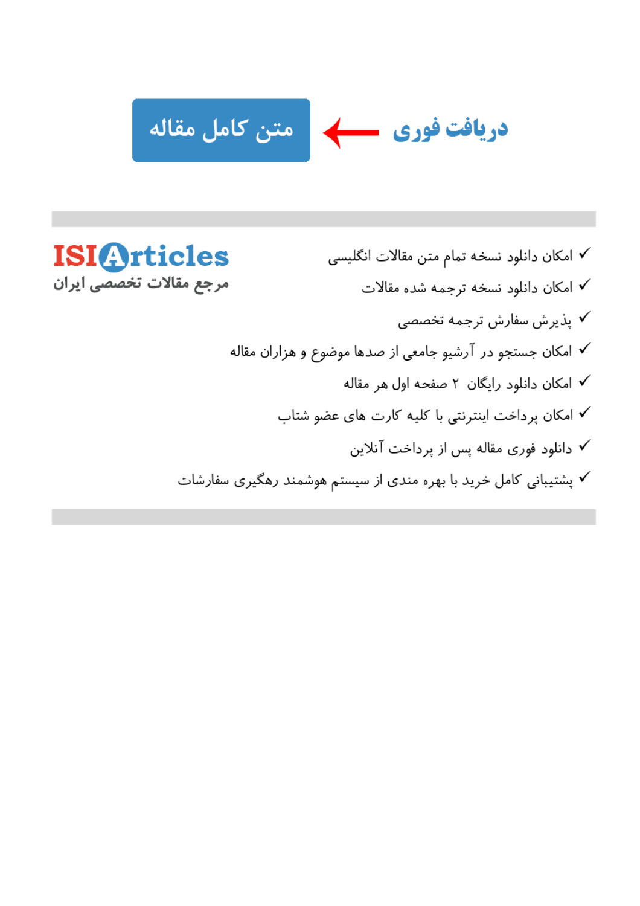دریافت فوری ← **متن کامل مقاله**

**ISIArticles**
مرجع مقالات تخصصی ایران

- ✓ امکان دانلود نسخه تمام متن مقالات انگلیسی
- ✓ امکان دانلود نسخه ترجمه شده مقالات
- ✓ پذیرش سفارش ترجمه تخصصی
- ✓ امکان جستجو در آرشیو جامعی از صدها موضوع و هزاران مقاله
- ✓ امکان دانلود رایگان ۲ صفحه اول هر مقاله
- ✓ امکان پرداخت اینترنتی با کلیه کارت های عضو شتاب
- ✓ دانلود فوری مقاله پس از پرداخت آنلاین
- ✓ پشتیبانی کامل خرید با بهره مندی از سیستم هوشمند رهگیری سفارشات